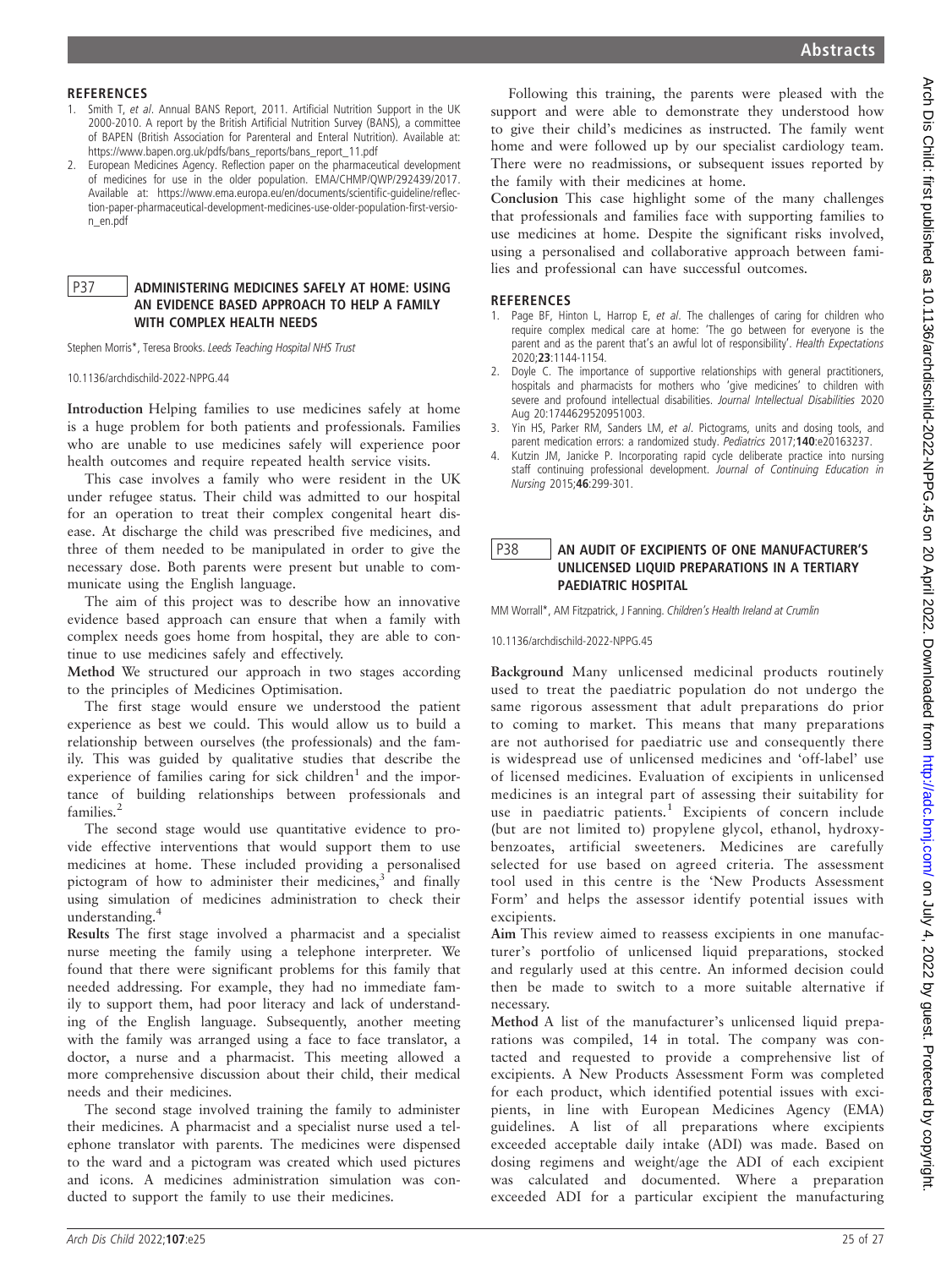## REFERENCES

1. Smith T, *et al*. Annual BANS Report, 2011. Artificial Nutrition Support in the UK 2000-2010. A report by the British Artificial Nutrition Survey (BANS), a committee of BAPEN (British Association for Parenteral and Enteral Nutrition). Available at: https://www.bapen.org.uk/pdfs/bans_reports/bans_report_11.pdf
2. European Medicines Agency. Reflection paper on the pharmaceutical development of medicines for use in the older population. EMA/CHMP/QWP/292439/2017. Available at: https://www.ema.europa.eu/en/documents/scientific-guideline/reflection-paper-pharmaceutical-development-medicines-use-older-population-first-version_en.pdf

## P37 ADMINISTERING MEDICINES SAFELY AT HOME: USING AN EVIDENCE BASED APPROACH TO HELP A FAMILY WITH COMPLEX HEALTH NEEDS

Stephen Morris*, Teresa Brooks. *Leeds Teaching Hospital NHS Trust*

10.1136/archdischild-2022-NPPG.44

**Introduction** Helping families to use medicines safely at home is a huge problem for both patients and professionals. Families who are unable to use medicines safely will experience poor health outcomes and require repeated health service visits.

This case involves a family who were resident in the UK under refugee status. Their child was admitted to our hospital for an operation to treat their complex congenital heart disease. At discharge the child was prescribed five medicines, and three of them needed to be manipulated in order to give the necessary dose. Both parents were present but unable to communicate using the English language.

The aim of this project was to describe how an innovative evidence based approach can ensure that when a family with complex needs goes home from hospital, they are able to continue to use medicines safely and effectively.

**Method** We structured our approach in two stages according to the principles of Medicines Optimisation.

The first stage would ensure we understood the patient experience as best we could. This would allow us to build a relationship between ourselves (the professionals) and the family. This was guided by qualitative studies that describe the experience of families caring for sick children[1] and the importance of building relationships between professionals and families.[2]

The second stage would use quantitative evidence to provide effective interventions that would support them to use medicines at home. These included providing a personalised pictogram of how to administer their medicines,[3] and finally using simulation of medicines administration to check their understanding.[4]

**Results** The first stage involved a pharmacist and a specialist nurse meeting the family using a telephone interpreter. We found that there were significant problems for this family that needed addressing. For example, they had no immediate family to support them, had poor literacy and lack of understanding of the English language. Subsequently, another meeting with the family was arranged using a face to face translator, a doctor, a nurse and a pharmacist. This meeting allowed a more comprehensive discussion about their child, their medical needs and their medicines.

The second stage involved training the family to administer their medicines. A pharmacist and a specialist nurse used a telephone translator with parents. The medicines were dispensed to the ward and a pictogram was created which used pictures and icons. A medicines administration simulation was conducted to support the family to use their medicines.

Following this training, the parents were pleased with the support and were able to demonstrate they understood how to give their child's medicines as instructed. The family went home and were followed up by our specialist cardiology team. There were no readmissions, or subsequent issues reported by the family with their medicines at home.

**Conclusion** This case highlight some of the many challenges that professionals and families face with supporting families to use medicines at home. Despite the significant risks involved, using a personalised and collaborative approach between families and professional can have successful outcomes.

## REFERENCES

1. Page BF, Hinton L, Harrop E, *et al*. The challenges of caring for children who require complex medical care at home: 'The go between for everyone is the parent and as the parent that's an awful lot of responsibility'. *Health Expectations* 2020;**23**:1144-1154.
2. Doyle C. The importance of supportive relationships with general practitioners, hospitals and pharmacists for mothers who 'give medicines' to children with severe and profound intellectual disabilities. *Journal Intellectual Disabilities* 2020 Aug 20:1744629520951003.
3. Yin HS, Parker RM, Sanders LM, *et al*. Pictograms, units and dosing tools, and parent medication errors: a randomized study. *Pediatrics* 2017;**140**:e20163237.
4. Kutzin JM, Janicke P. Incorporating rapid cycle deliberate practice into nursing staff continuing professional development. *Journal of Continuing Education in Nursing* 2015;**46**:299-301.

## P38 AN AUDIT OF EXCIPIENTS OF ONE MANUFACTURER'S UNLICENSED LIQUID PREPARATIONS IN A TERTIARY PAEDIATRIC HOSPITAL

MM Worrall*, AM Fitzpatrick, J Fanning. *Children's Health Ireland at Crumlin*

10.1136/archdischild-2022-NPPG.45

**Background** Many unlicensed medicinal products routinely used to treat the paediatric population do not undergo the same rigorous assessment that adult preparations do prior to coming to market. This means that many preparations are not authorised for paediatric use and consequently there is widespread use of unlicensed medicines and 'off-label' use of licensed medicines. Evaluation of excipients in unlicensed medicines is an integral part of assessing their suitability for use in paediatric patients.[1] Excipients of concern include (but are not limited to) propylene glycol, ethanol, hydroxybenzoates, artificial sweeteners. Medicines are carefully selected for use based on agreed criteria. The assessment tool used in this centre is the 'New Products Assessment Form' and helps the assessor identify potential issues with excipients.

**Aim** This review aimed to reassess excipients in one manufacturer's portfolio of unlicensed liquid preparations, stocked and regularly used at this centre. An informed decision could then be made to switch to a more suitable alternative if necessary.

**Method** A list of the manufacturer's unlicensed liquid preparations was compiled, 14 in total. The company was contacted and requested to provide a comprehensive list of excipients. A New Products Assessment Form was completed for each product, which identified potential issues with excipients, in line with European Medicines Agency (EMA) guidelines. A list of all preparations where excipients exceeded acceptable daily intake (ADI) was made. Based on dosing regimens and weight/age the ADI of each excipient was calculated and documented. Where a preparation exceeded ADI for a particular excipient the manufacturing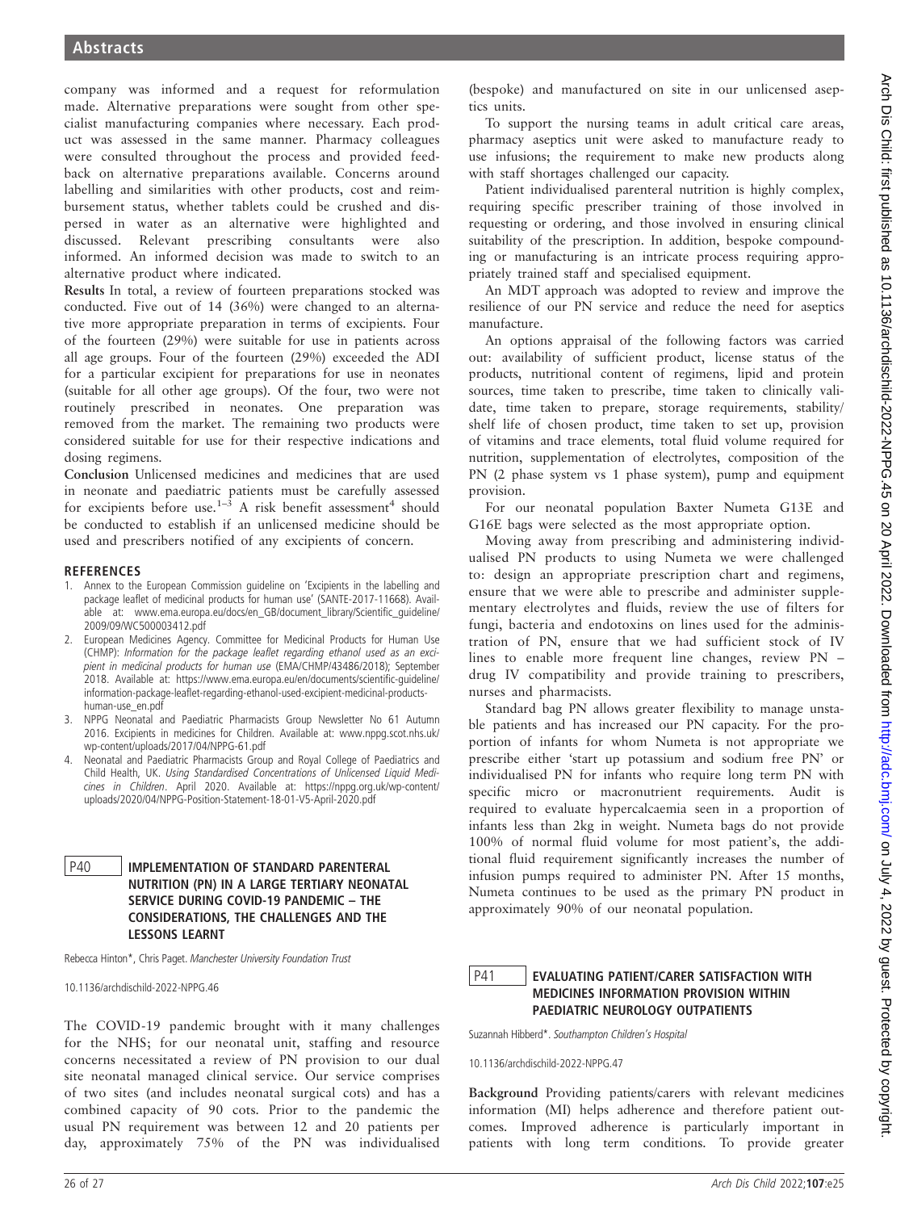company was informed and a request for reformulation made. Alternative preparations were sought from other specialist manufacturing companies where necessary. Each product was assessed in the same manner. Pharmacy colleagues were consulted throughout the process and provided feedback on alternative preparations available. Concerns around labelling and similarities with other products, cost and reimbursement status, whether tablets could be crushed and dispersed in water as an alternative were highlighted and discussed. Relevant prescribing consultants were also informed. An informed decision was made to switch to an alternative product where indicated.

**Results** In total, a review of fourteen preparations stocked was conducted. Five out of 14 (36%) were changed to an alternative more appropriate preparation in terms of excipients. Four of the fourteen (29%) were suitable for use in patients across all age groups. Four of the fourteen (29%) exceeded the ADI for a particular excipient for preparations for use in neonates (suitable for all other age groups). Of the four, two were not routinely prescribed in neonates. One preparation was removed from the market. The remaining two products were considered suitable for use for their respective indications and dosing regimens.

**Conclusion** Unlicensed medicines and medicines that are used in neonate and paediatric patients must be carefully assessed for excipients before use.[1–3] A risk benefit assessment[4] should be conducted to establish if an unlicensed medicine should be used and prescribers notified of any excipients of concern.

### REFERENCES

1. Annex to the European Commission guideline on 'Excipients in the labelling and package leaflet of medicinal products for human use' (SANTE-2017-11668). Available at: www.ema.europa.eu/docs/en_GB/document_library/Scientific_guideline/2009/09/WC500003412.pdf
2. European Medicines Agency. Committee for Medicinal Products for Human Use (CHMP): *Information for the package leaflet regarding ethanol used as an excipient in medicinal products for human use* (EMA/CHMP/43486/2018); September 2018. Available at: https://www.ema.europa.eu/en/documents/scientific-guideline/information-package-leaflet-regarding-ethanol-used-excipient-medicinal-products-human-use_en.pdf
3. NPPG Neonatal and Paediatric Pharmacists Group Newsletter No 61 Autumn 2016. Excipients in medicines for Children. Available at: www.nppg.scot.nhs.uk/wp-content/uploads/2017/04/NPPG-61.pdf
4. Neonatal and Paediatric Pharmacists Group and Royal College of Paediatrics and Child Health, UK. *Using Standardised Concentrations of Unlicensed Liquid Medicines in Children*. April 2020. Available at: https://nppg.org.uk/wp-content/uploads/2020/04/NPPG-Position-Statement-18-01-V5-April-2020.pdf

## P40 IMPLEMENTATION OF STANDARD PARENTERAL NUTRITION (PN) IN A LARGE TERTIARY NEONATAL SERVICE DURING COVID-19 PANDEMIC – THE CONSIDERATIONS, THE CHALLENGES AND THE LESSONS LEARNT

Rebecca Hinton*, Chris Paget. *Manchester University Foundation Trust*

10.1136/archdischild-2022-NPPG.46

The COVID-19 pandemic brought with it many challenges for the NHS; for our neonatal unit, staffing and resource concerns necessitated a review of PN provision to our dual site neonatal managed clinical service. Our service comprises of two sites (and includes neonatal surgical cots) and has a combined capacity of 90 cots. Prior to the pandemic the usual PN requirement was between 12 and 20 patients per day, approximately 75% of the PN was individualised (bespoke) and manufactured on site in our unlicensed aseptics units.

To support the nursing teams in adult critical care areas, pharmacy aseptics unit were asked to manufacture ready to use infusions; the requirement to make new products along with staff shortages challenged our capacity.

Patient individualised parenteral nutrition is highly complex, requiring specific prescriber training of those involved in requesting or ordering, and those involved in ensuring clinical suitability of the prescription. In addition, bespoke compounding or manufacturing is an intricate process requiring appropriately trained staff and specialised equipment.

An MDT approach was adopted to review and improve the resilience of our PN service and reduce the need for aseptics manufacture.

An options appraisal of the following factors was carried out: availability of sufficient product, license status of the products, nutritional content of regimens, lipid and protein sources, time taken to prescribe, time taken to clinically validate, time taken to prepare, storage requirements, stability/shelf life of chosen product, time taken to set up, provision of vitamins and trace elements, total fluid volume required for nutrition, supplementation of electrolytes, composition of the PN (2 phase system vs 1 phase system), pump and equipment provision.

For our neonatal population Baxter Numeta G13E and G16E bags were selected as the most appropriate option.

Moving away from prescribing and administering individualised PN products to using Numeta we were challenged to: design an appropriate prescription chart and regimens, ensure that we were able to prescribe and administer supplementary electrolytes and fluids, review the use of filters for fungi, bacteria and endotoxins on lines used for the administration of PN, ensure that we had sufficient stock of IV lines to enable more frequent line changes, review PN – drug IV compatibility and provide training to prescribers, nurses and pharmacists.

Standard bag PN allows greater flexibility to manage unstable patients and has increased our PN capacity. For the proportion of infants for whom Numeta is not appropriate we prescribe either 'start up potassium and sodium free PN' or individualised PN for infants who require long term PN with specific micro or macronutrient requirements. Audit is required to evaluate hypercalcaemia seen in a proportion of infants less than 2kg in weight. Numeta bags do not provide 100% of normal fluid volume for most patient's, the additional fluid requirement significantly increases the number of infusion pumps required to administer PN. After 15 months, Numeta continues to be used as the primary PN product in approximately 90% of our neonatal population.

## P41 EVALUATING PATIENT/CARER SATISFACTION WITH MEDICINES INFORMATION PROVISION WITHIN PAEDIATRIC NEUROLOGY OUTPATIENTS

Suzannah Hibberd*. *Southampton Children's Hospital*

10.1136/archdischild-2022-NPPG.47

**Background** Providing patients/carers with relevant medicines information (MI) helps adherence and therefore patient outcomes. Improved adherence is particularly important in patients with long term conditions. To provide greater